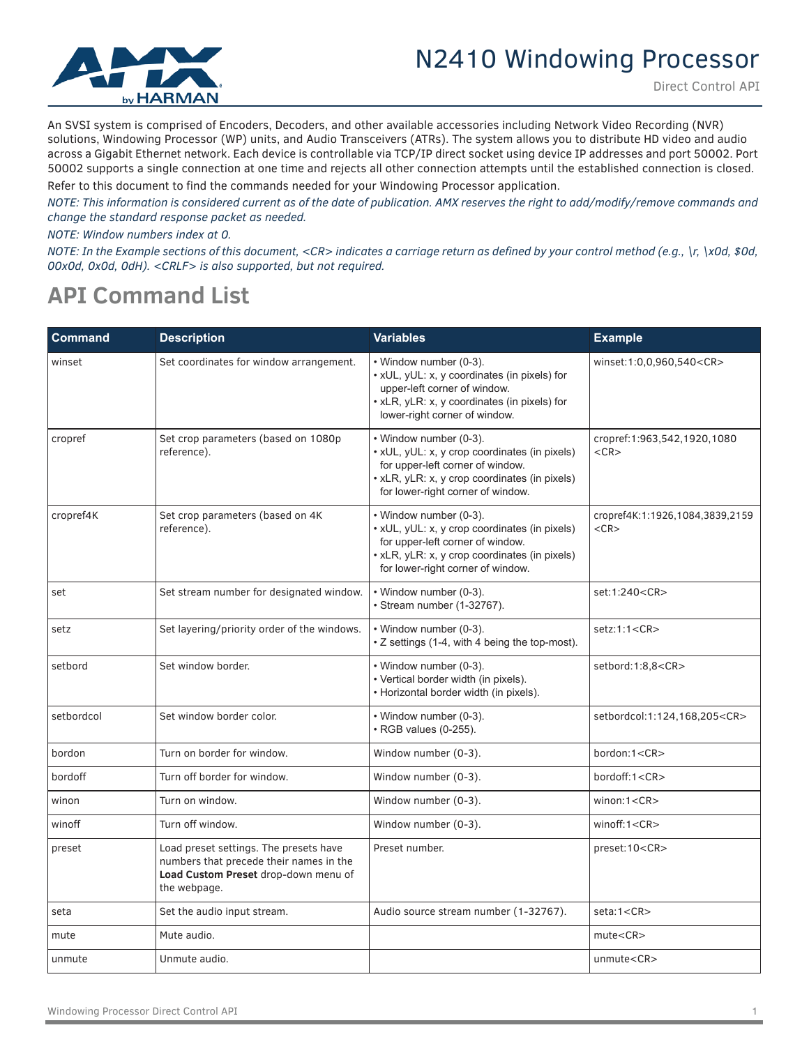# N2410 Windowing Processor

Direct Control API

An SVSI system is comprised of Encoders, Decoders, and other available accessories including Network Video Recording (NVR) solutions, Windowing Processor (WP) units, and Audio Transceivers (ATRs). The system allows you to distribute HD video and audio across a Gigabit Ethernet network. Each device is controllable via TCP/IP direct socket using device IP addresses and port 50002. Port 50002 supports a single connection at one time and rejects all other connection attempts until the established connection is closed.

Refer to this document to find the commands needed for your Windowing Processor application.

*NOTE: This information is considered current as of the date of publication. AMX reserves the right to add/modify/remove commands and change the standard response packet as needed.*

*NOTE: Window numbers index at 0.*

*NOTE: In the Example sections of this document, <CR> indicates a carriage return as defined by your control method (e.g., \r, \x0d, $0d, 00x0d, 0x0d, 0dH). <CRLF> is also supported, but not required.*

## API Command List

| Command | Description | Variables | Example |
|---|---|---|---|
| winset | Set coordinates for window arrangement. | • Window number (0-3).<br>• xUL, yUL: x, y coordinates (in pixels) for upper-left corner of window.<br>• xLR, yLR: x, y coordinates (in pixels) for lower-right corner of window. | winset:1:0,0,960,540<CR> |
| cropref | Set crop parameters (based on 1080p reference). | • Window number (0-3).<br>• xUL, yUL: x, y crop coordinates (in pixels) for upper-left corner of window.<br>• xLR, yLR: x, y crop coordinates (in pixels) for lower-right corner of window. | cropref:1:963,542,1920,1080<CR> |
| cropref4K | Set crop parameters (based on 4K reference). | • Window number (0-3).<br>• xUL, yUL: x, y crop coordinates (in pixels) for upper-left corner of window.<br>• xLR, yLR: x, y crop coordinates (in pixels) for lower-right corner of window. | cropref4K:1:1926,1084,3839,2159<CR> |
| set | Set stream number for designated window. | • Window number (0-3).<br>• Stream number (1-32767). | set:1:240<CR> |
| setz | Set layering/priority order of the windows. | • Window number (0-3).<br>• Z settings (1-4, with 4 being the top-most). | setz:1:1<CR> |
| setbord | Set window border. | • Window number (0-3).<br>• Vertical border width (in pixels).<br>• Horizontal border width (in pixels). | setbord:1:8,8<CR> |
| setbordcol | Set window border color. | • Window number (0-3).<br>• RGB values (0-255). | setbordcol:1:124,168,205<CR> |
| bordon | Turn on border for window. | Window number (0-3). | bordon:1<CR> |
| bordoff | Turn off border for window. | Window number (0-3). | bordoff:1<CR> |
| winon | Turn on window. | Window number (0-3). | winon:1<CR> |
| winoff | Turn off window. | Window number (0-3). | winoff:1<CR> |
| preset | Load preset settings. The presets have numbers that precede their names in the **Load Custom Preset** drop-down menu of the webpage. | Preset number. | preset:10<CR> |
| seta | Set the audio input stream. | Audio source stream number (1-32767). | seta:1<CR> |
| mute | Mute audio. | | mute<CR> |
| unmute | Unmute audio. | | unmute<CR> |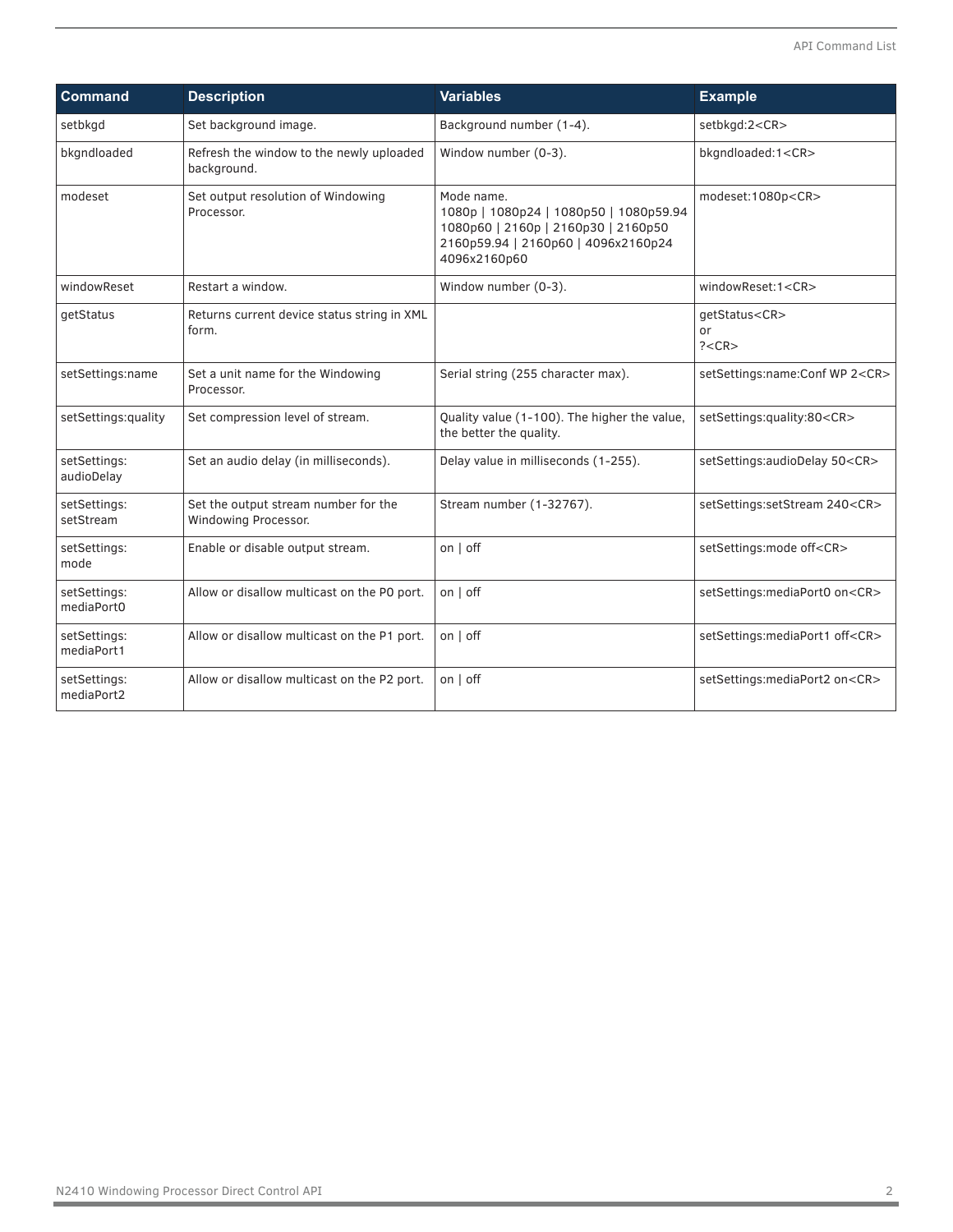| Command | Description | Variables | Example |
|---|---|---|---|
| setbkgd | Set background image. | Background number (1-4). | setbkgd:2<CR> |
| bkgndloaded | Refresh the window to the newly uploaded background. | Window number (0-3). | bkgndloaded:1<CR> |
| modeset | Set output resolution of Windowing Processor. | Mode name. 1080p \| 1080p24 \| 1080p50 \| 1080p59.94 1080p60 \| 2160p \| 2160p30 \| 2160p50 2160p59.94 \| 2160p60 \| 4096x2160p24 4096x2160p60 | modeset:1080p<CR> |
| windowReset | Restart a window. | Window number (0-3). | windowReset:1<CR> |
| getStatus | Returns current device status string in XML form. | | getStatus<CR> or ?<CR> |
| setSettings:name | Set a unit name for the Windowing Processor. | Serial string (255 character max). | setSettings:name:Conf WP 2<CR> |
| setSettings:quality | Set compression level of stream. | Quality value (1-100). The higher the value, the better the quality. | setSettings:quality:80<CR> |
| setSettings: audioDelay | Set an audio delay (in milliseconds). | Delay value in milliseconds (1-255). | setSettings:audioDelay 50<CR> |
| setSettings: setStream | Set the output stream number for the Windowing Processor. | Stream number (1-32767). | setSettings:setStream 240<CR> |
| setSettings: mode | Enable or disable output stream. | on \| off | setSettings:mode off<CR> |
| setSettings: mediaPort0 | Allow or disallow multicast on the P0 port. | on \| off | setSettings:mediaPort0 on<CR> |
| setSettings: mediaPort1 | Allow or disallow multicast on the P1 port. | on \| off | setSettings:mediaPort1 off<CR> |
| setSettings: mediaPort2 | Allow or disallow multicast on the P2 port. | on \| off | setSettings:mediaPort2 on<CR> |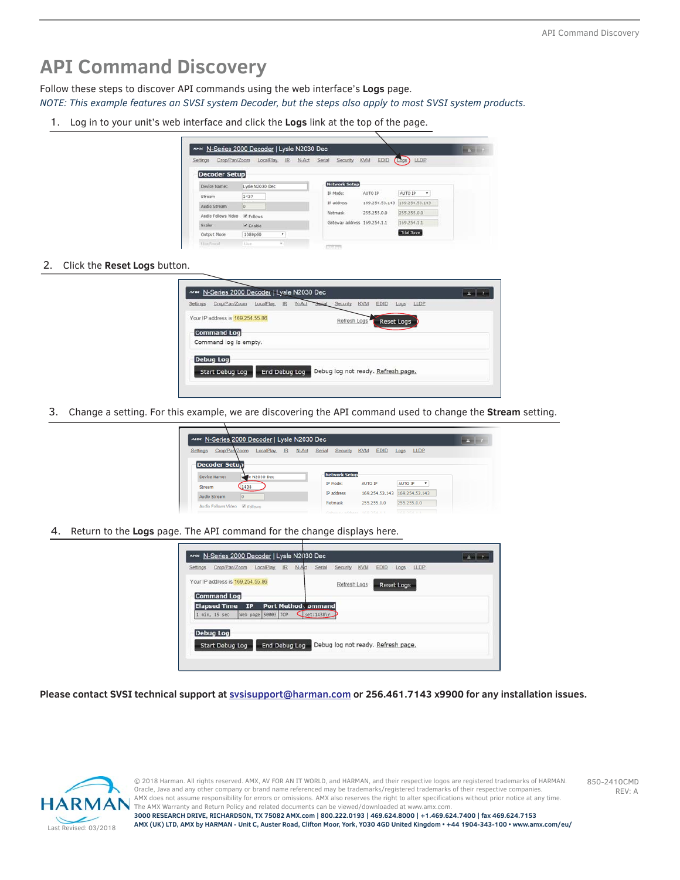# API Command Discovery

Follow these steps to discover API commands using the web interface's **Logs** page.

*NOTE: This example features an SVSI system Decoder, but the steps also apply to most SVSI system products.*

1. Log in to your unit's web interface and click the **Logs** link at the top of the page.

2. Click the **Reset Logs** button.

3. Change a setting. For this example, we are discovering the API command used to change the **Stream** setting.

4. Return to the **Logs** page. The API command for the change displays here.

**Please contact SVSI technical support at svsisupport@harman.com or 256.461.7143 x9900 for any installation issues.**

© 2018 Harman. All rights reserved. AMX, AV FOR AN IT WORLD, and HARMAN, and their respective logos are registered trademarks of HARMAN. Oracle, Java and any other company or brand name referenced may be trademarks/registered trademarks of their respective companies. AMX does not assume responsibility for errors or omissions. AMX also reserves the right to alter specifications without prior notice at any time. The AMX Warranty and Return Policy and related documents can be viewed/downloaded at www.amx.com.

**3000 RESEARCH DRIVE, RICHARDSON, TX 75082 AMX.com | 800.222.0193 | 469.624.8000 | +1.469.624.7400 | fax 469.624.7153**

**AMX (UK) LTD, AMX by HARMAN - Unit C, Auster Road, Clifton Moor, York, YO30 4GD United Kingdom • +44 1904-343-100 • www.amx.com/eu/**

850-2410CMD
REV: A

Last Revised: 03/2018